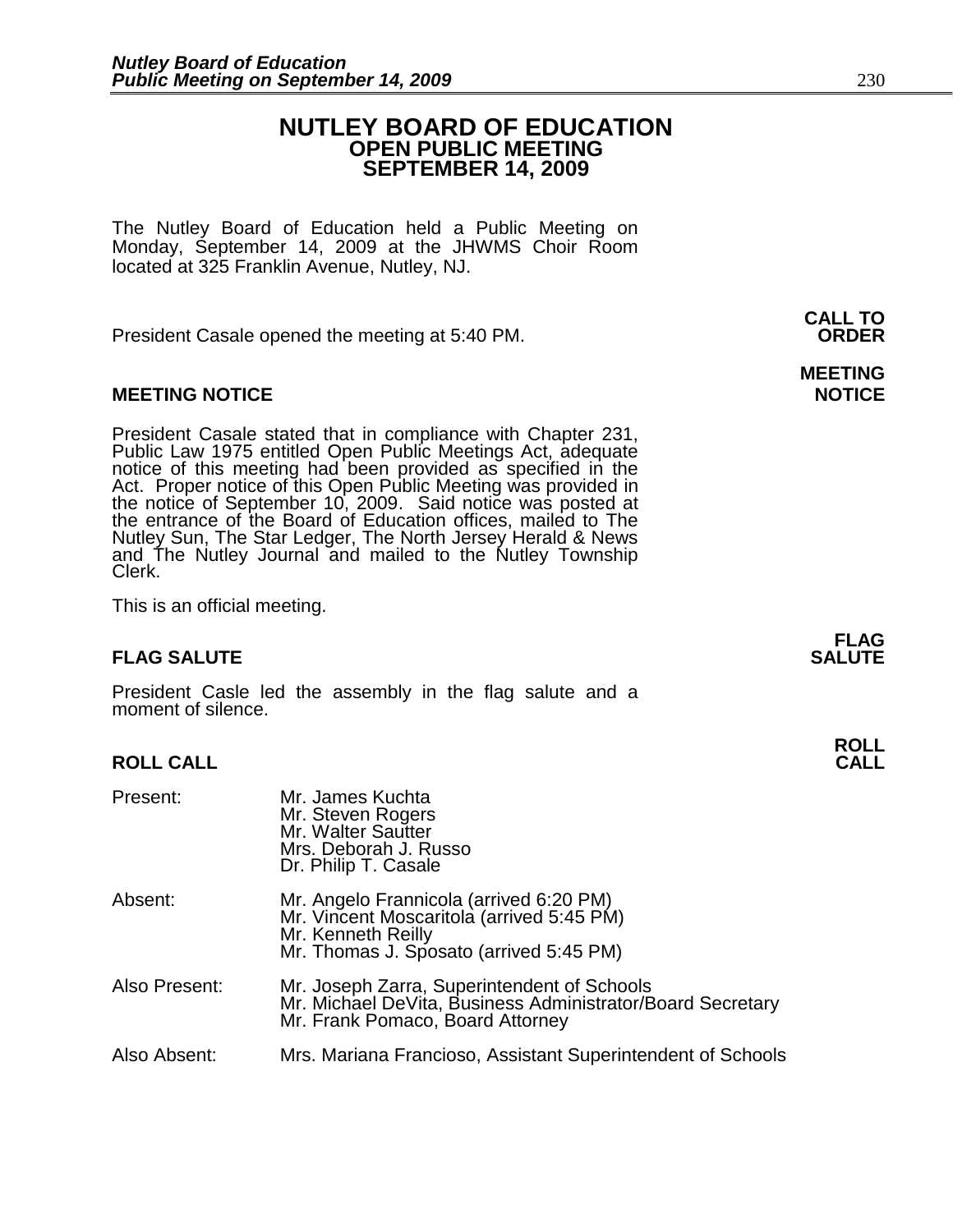# NUTLEY BOARD OF EDUCATION
## OPEN PUBLIC MEETING
## SEPTEMBER 14, 2009

The Nutley Board of Education held a Public Meeting on Monday, September 14, 2009 at the JHWMS Choir Room located at 325 Franklin Avenue, Nutley, NJ.

**CALL TO ORDER**

President Casale opened the meeting at 5:40 PM.

**MEETING NOTICE**

President Casale stated that in compliance with Chapter 231, Public Law 1975 entitled Open Public Meetings Act, adequate notice of this meeting had been provided as specified in the Act. Proper notice of this Open Public Meeting was provided in the notice of September 10, 2009. Said notice was posted at the entrance of the Board of Education offices, mailed to The Nutley Sun, The Star Ledger, The North Jersey Herald & News and The Nutley Journal and mailed to the Nutley Township Clerk.

This is an official meeting.

**FLAG SALUTE**

President Casle led the assembly in the flag salute and a moment of silence.

**ROLL CALL**

| | |
|---|---|
| Present: | Mr. James Kuchta<br>Mr. Steven Rogers<br>Mr. Walter Sautter<br>Mrs. Deborah J. Russo<br>Dr. Philip T. Casale |
| Absent: | Mr. Angelo Frannicola (arrived 6:20 PM)<br>Mr. Vincent Moscaritola (arrived 5:45 PM)<br>Mr. Kenneth Reilly<br>Mr. Thomas J. Sposato (arrived 5:45 PM) |
| Also Present: | Mr. Joseph Zarra, Superintendent of Schools<br>Mr. Michael DeVita, Business Administrator/Board Secretary<br>Mr. Frank Pomaco, Board Attorney |
| Also Absent: | Mrs. Mariana Francioso, Assistant Superintendent of Schools |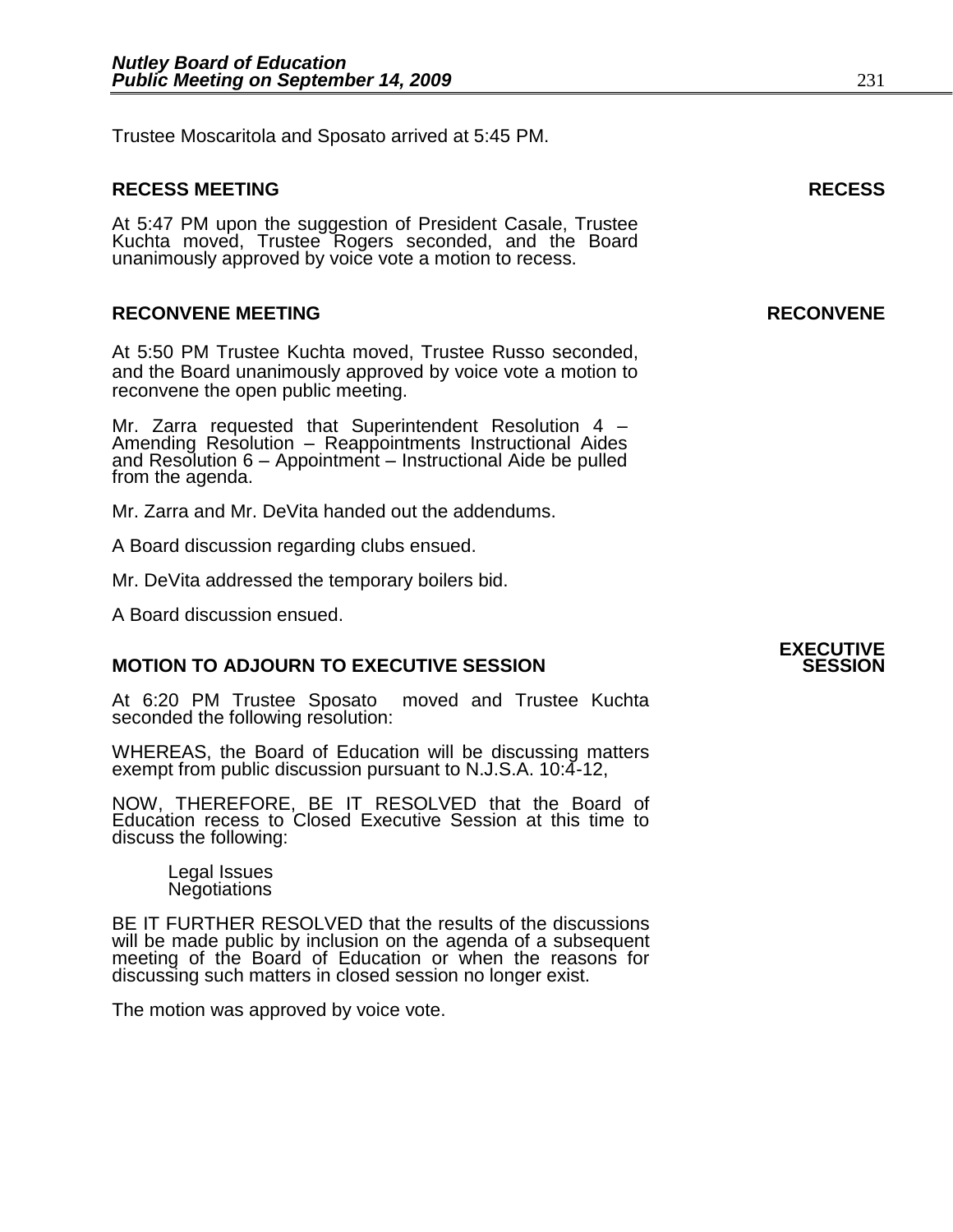Trustee Moscaritola and Sposato arrived at 5:45 PM.

## RECESS MEETING

**RECESS**

At 5:47 PM upon the suggestion of President Casale, Trustee Kuchta moved, Trustee Rogers seconded, and the Board unanimously approved by voice vote a motion to recess.

## RECONVENE MEETING

**RECONVENE**

At 5:50 PM Trustee Kuchta moved, Trustee Russo seconded, and the Board unanimously approved by voice vote a motion to reconvene the open public meeting.

Mr. Zarra requested that Superintendent Resolution 4 – Amending Resolution – Reappointments Instructional Aides and Resolution 6 – Appointment – Instructional Aide be pulled from the agenda.

Mr. Zarra and Mr. DeVita handed out the addendums.

A Board discussion regarding clubs ensued.

Mr. DeVita addressed the temporary boilers bid.

A Board discussion ensued.

## MOTION TO ADJOURN TO EXECUTIVE SESSION

**EXECUTIVE SESSION**

At 6:20 PM Trustee Sposato moved and Trustee Kuchta seconded the following resolution:

WHEREAS, the Board of Education will be discussing matters exempt from public discussion pursuant to N.J.S.A. 10:4-12,

NOW, THEREFORE, BE IT RESOLVED that the Board of Education recess to Closed Executive Session at this time to discuss the following:

Legal Issues
Negotiations

BE IT FURTHER RESOLVED that the results of the discussions will be made public by inclusion on the agenda of a subsequent meeting of the Board of Education or when the reasons for discussing such matters in closed session no longer exist.

The motion was approved by voice vote.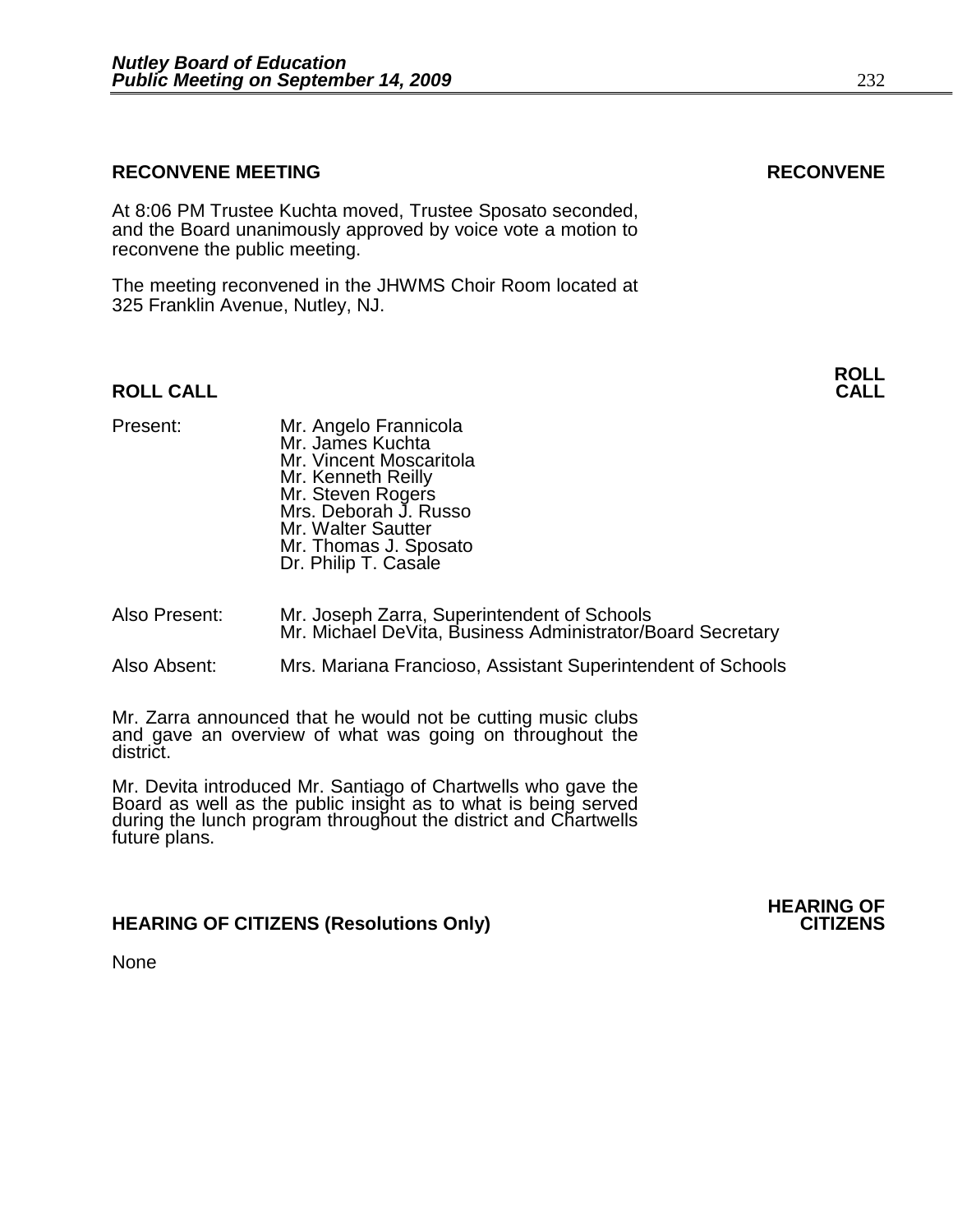## RECONVENE MEETING

**RECONVENE**

At 8:06 PM Trustee Kuchta moved, Trustee Sposato seconded, and the Board unanimously approved by voice vote a motion to reconvene the public meeting.

The meeting reconvened in the JHWMS Choir Room located at 325 Franklin Avenue, Nutley, NJ.

## ROLL CALL

**ROLL CALL**

Present:
- Mr. Angelo Frannicola
- Mr. James Kuchta
- Mr. Vincent Moscaritola
- Mr. Kenneth Reilly
- Mr. Steven Rogers
- Mrs. Deborah J. Russo
- Mr. Walter Sautter
- Mr. Thomas J. Sposato
- Dr. Philip T. Casale

Also Present:
- Mr. Joseph Zarra, Superintendent of Schools
- Mr. Michael DeVita, Business Administrator/Board Secretary

Also Absent:
- Mrs. Mariana Francioso, Assistant Superintendent of Schools

Mr. Zarra announced that he would not be cutting music clubs and gave an overview of what was going on throughout the district.

Mr. Devita introduced Mr. Santiago of Chartwells who gave the Board as well as the public insight as to what is being served during the lunch program throughout the district and Chartwells future plans.

## HEARING OF CITIZENS (Resolutions Only)

**HEARING OF CITIZENS**

None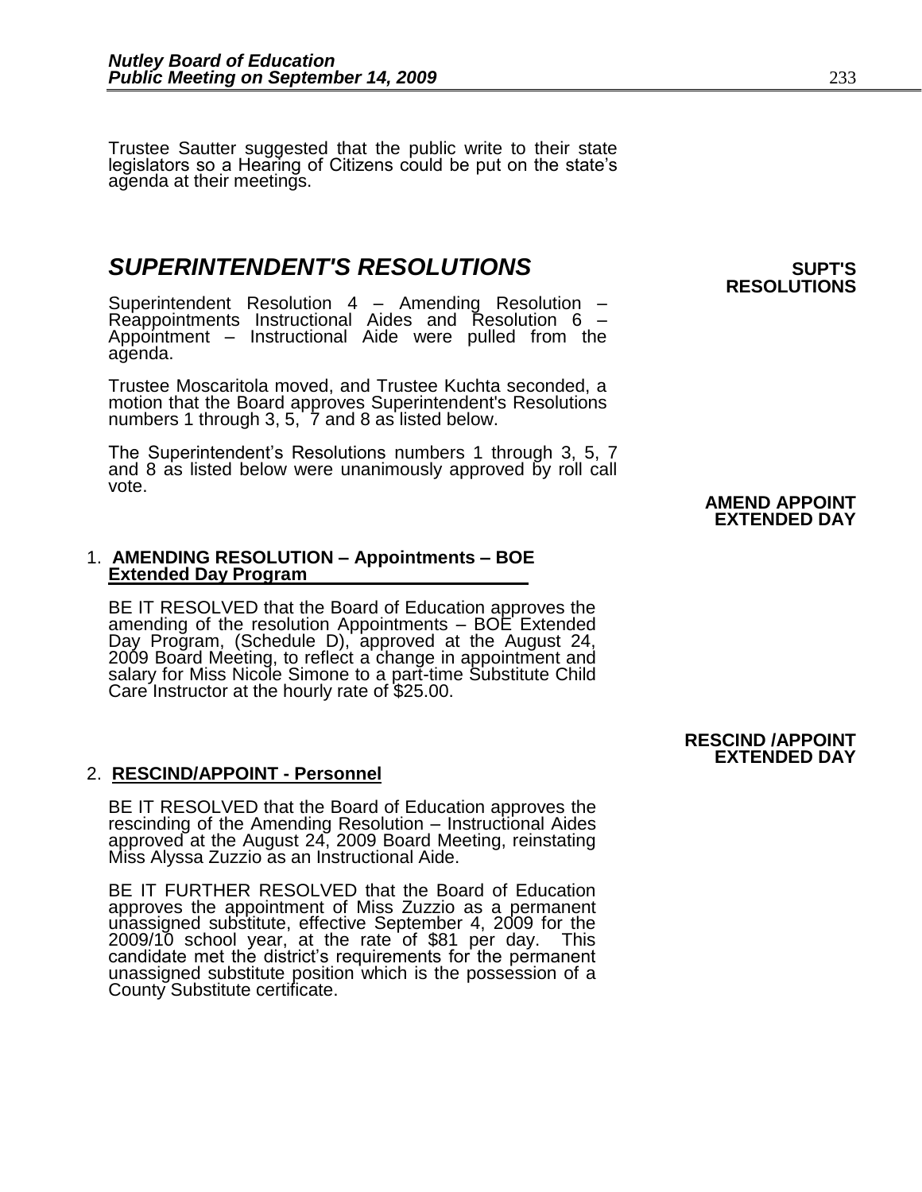Trustee Sautter suggested that the public write to their state legislators so a Hearing of Citizens could be put on the state's agenda at their meetings.

## *SUPERINTENDENT'S RESOLUTIONS*

**SUPT'S RESOLUTIONS**

Superintendent Resolution 4 – Amending Resolution – Reappointments Instructional Aides and Resolution 6 – Appointment – Instructional Aide were pulled from the agenda.

Trustee Moscaritola moved, and Trustee Kuchta seconded, a motion that the Board approves Superintendent's Resolutions numbers 1 through 3, 5, 7 and 8 as listed below.

The Superintendent's Resolutions numbers 1 through 3, 5, 7 and 8 as listed below were unanimously approved by roll call vote.

**AMEND APPOINT EXTENDED DAY**

1. **AMENDING RESOLUTION – Appointments – BOE Extended Day Program**

   BE IT RESOLVED that the Board of Education approves the amending of the resolution Appointments – BOE Extended Day Program, (Schedule D), approved at the August 24, 2009 Board Meeting, to reflect a change in appointment and salary for Miss Nicole Simone to a part-time Substitute Child Care Instructor at the hourly rate of $25.00.

**RESCIND /APPOINT EXTENDED DAY**

2. **RESCIND/APPOINT - Personnel**

   BE IT RESOLVED that the Board of Education approves the rescinding of the Amending Resolution – Instructional Aides approved at the August 24, 2009 Board Meeting, reinstating Miss Alyssa Zuzzio as an Instructional Aide.

   BE IT FURTHER RESOLVED that the Board of Education approves the appointment of Miss Zuzzio as a permanent unassigned substitute, effective September 4, 2009 for the 2009/10 school year, at the rate of $81 per day. This candidate met the district's requirements for the permanent unassigned substitute position which is the possession of a County Substitute certificate.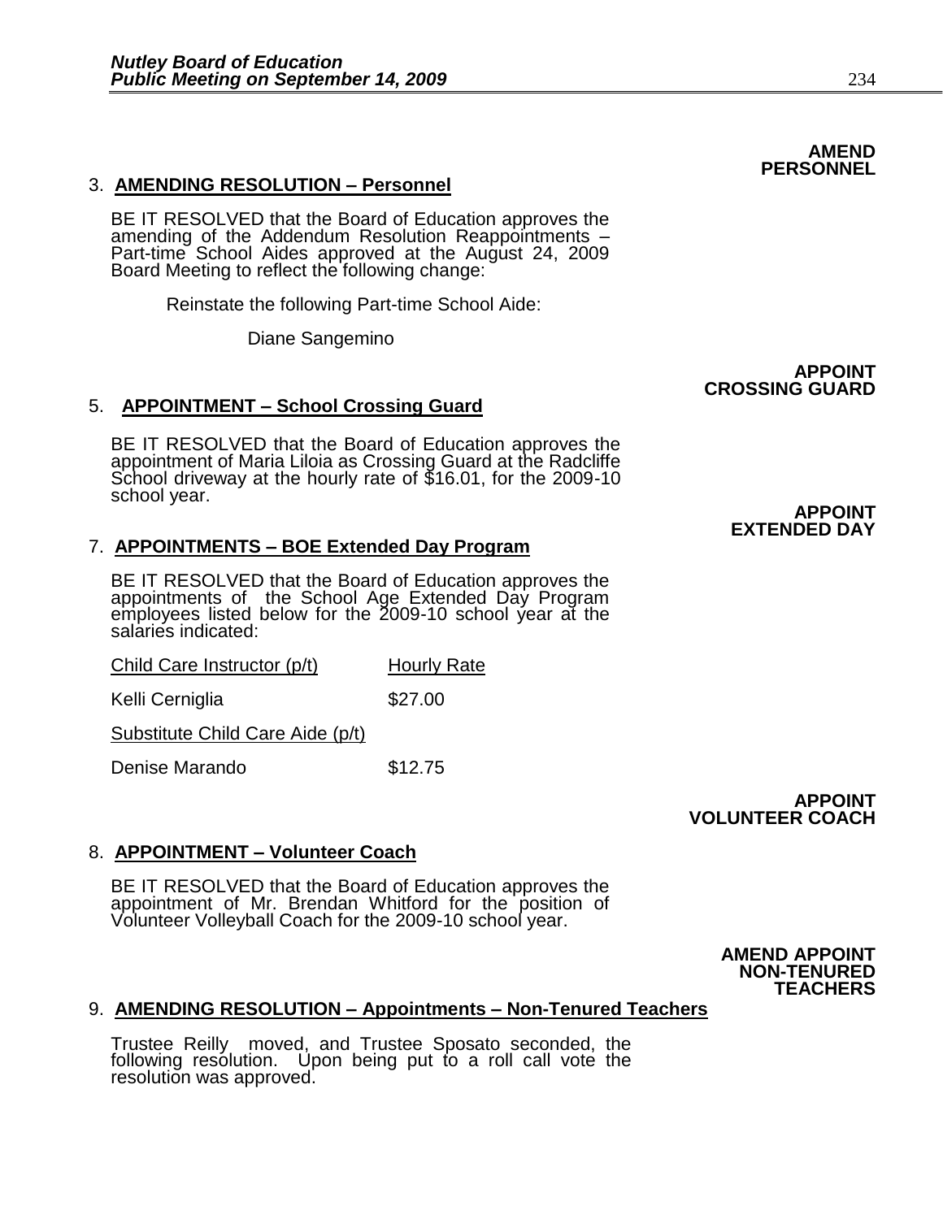**AMEND PERSONNEL**

3. **AMENDING RESOLUTION – Personnel**

BE IT RESOLVED that the Board of Education approves the amending of the Addendum Resolution Reappointments – Part-time School Aides approved at the August 24, 2009 Board Meeting to reflect the following change:

Reinstate the following Part-time School Aide:

Diane Sangemino

**APPOINT CROSSING GUARD**

5. **APPOINTMENT – School Crossing Guard**

BE IT RESOLVED that the Board of Education approves the appointment of Maria Liloia as Crossing Guard at the Radcliffe School driveway at the hourly rate of $16.01, for the 2009-10 school year.

**APPOINT EXTENDED DAY**

7. **APPOINTMENTS – BOE Extended Day Program**

BE IT RESOLVED that the Board of Education approves the appointments of the School Age Extended Day Program employees listed below for the 2009-10 school year at the salaries indicated:

| Child Care Instructor (p/t) | Hourly Rate |
|---|---|
| Kelli Cerniglia | $27.00 |
| Substitute Child Care Aide (p/t) | |
| Denise Marando | $12.75 |

**APPOINT VOLUNTEER COACH**

8. **APPOINTMENT – Volunteer Coach**

BE IT RESOLVED that the Board of Education approves the appointment of Mr. Brendan Whitford for the position of Volunteer Volleyball Coach for the 2009-10 school year.

**AMEND APPOINT NON-TENURED TEACHERS**

9. **AMENDING RESOLUTION – Appointments – Non-Tenured Teachers**

Trustee Reilly moved, and Trustee Sposato seconded, the following resolution. Upon being put to a roll call vote the resolution was approved.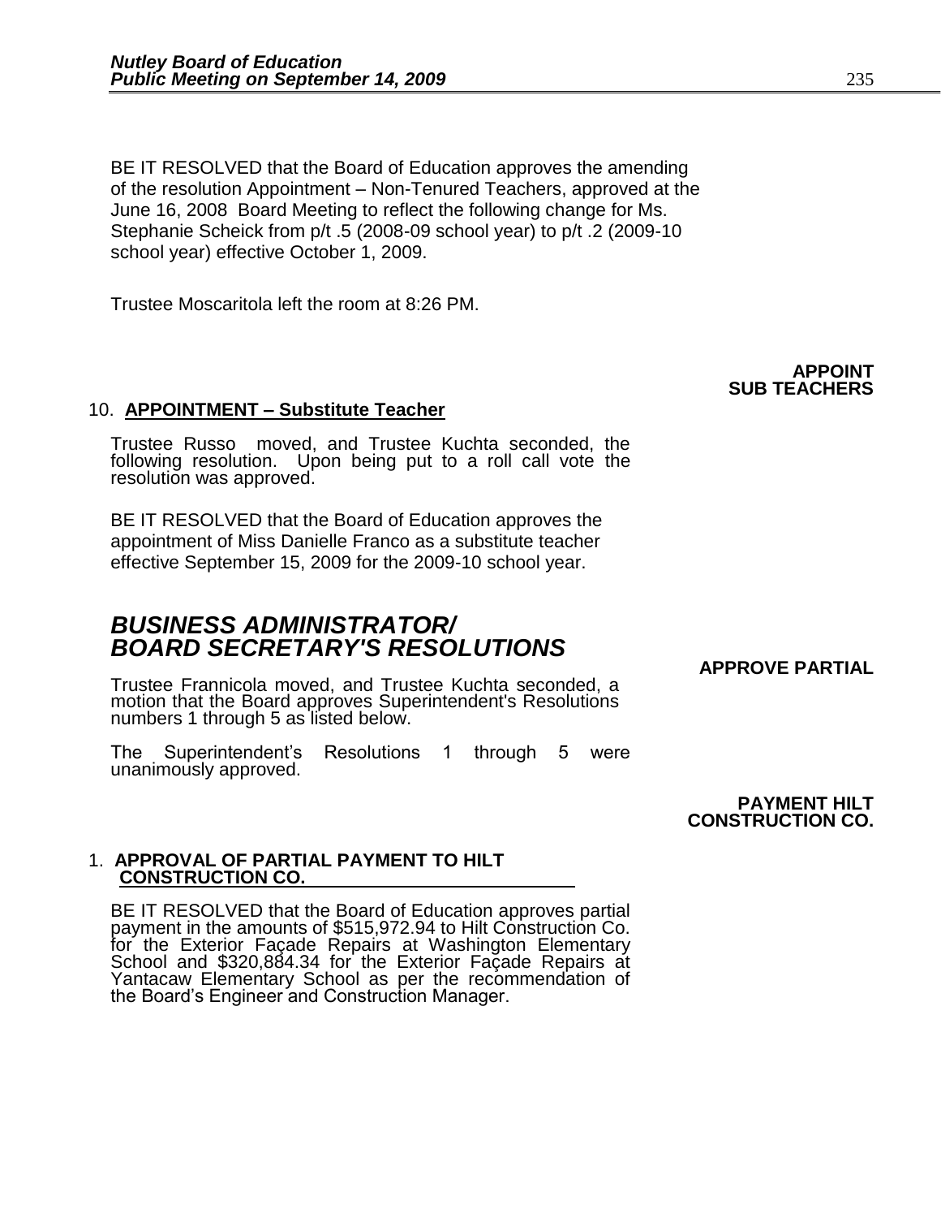BE IT RESOLVED that the Board of Education approves the amending of the resolution Appointment – Non-Tenured Teachers, approved at the June 16, 2008 Board Meeting to reflect the following change for Ms. Stephanie Scheick from p/t .5 (2008-09 school year) to p/t .2 (2009-10 school year) effective October 1, 2009.

Trustee Moscaritola left the room at 8:26 PM.

**APPOINT SUB TEACHERS**

10. **APPOINTMENT – Substitute Teacher**

Trustee Russo moved, and Trustee Kuchta seconded, the following resolution. Upon being put to a roll call vote the resolution was approved.

BE IT RESOLVED that the Board of Education approves the appointment of Miss Danielle Franco as a substitute teacher effective September 15, 2009 for the 2009-10 school year.

# *BUSINESS ADMINISTRATOR/ BOARD SECRETARY'S RESOLUTIONS*

**APPROVE PARTIAL**

Trustee Frannicola moved, and Trustee Kuchta seconded, a motion that the Board approves Superintendent's Resolutions numbers 1 through 5 as listed below.

The Superintendent's Resolutions 1 through 5 were unanimously approved.

**PAYMENT HILT CONSTRUCTION CO.**

1. **APPROVAL OF PARTIAL PAYMENT TO HILT CONSTRUCTION CO.**

BE IT RESOLVED that the Board of Education approves partial payment in the amounts of $515,972.94 to Hilt Construction Co. for the Exterior Façade Repairs at Washington Elementary School and $320,884.34 for the Exterior Façade Repairs at Yantacaw Elementary School as per the recommendation of the Board's Engineer and Construction Manager.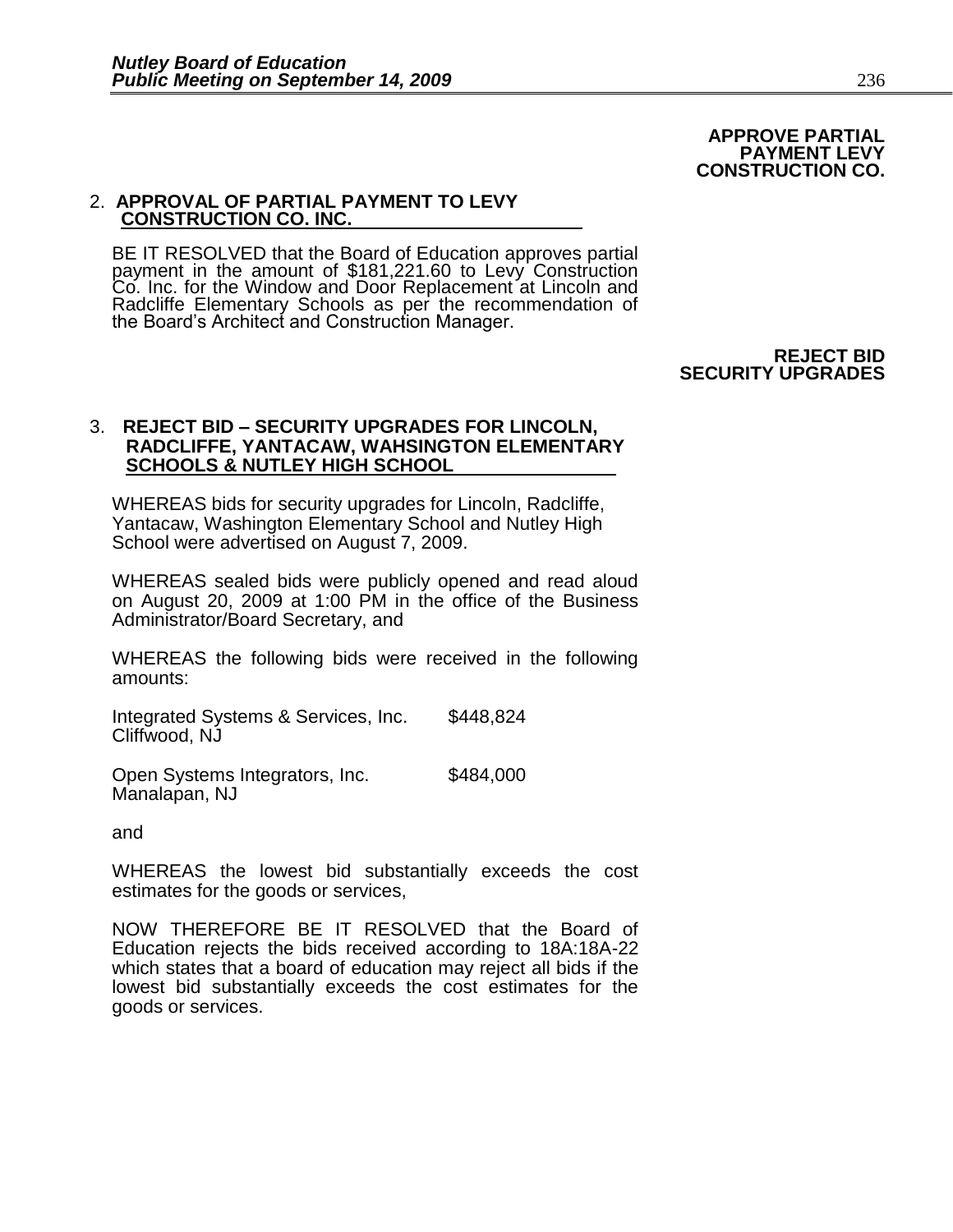**APPROVE PARTIAL PAYMENT LEVY CONSTRUCTION CO.**

2. **APPROVAL OF PARTIAL PAYMENT TO LEVY CONSTRUCTION CO. INC.**

BE IT RESOLVED that the Board of Education approves partial payment in the amount of $181,221.60 to Levy Construction Co. Inc. for the Window and Door Replacement at Lincoln and Radcliffe Elementary Schools as per the recommendation of the Board's Architect and Construction Manager.

**REJECT BID SECURITY UPGRADES**

3. **REJECT BID – SECURITY UPGRADES FOR LINCOLN, RADCLIFFE, YANTACAW, WAHSINGTON ELEMENTARY SCHOOLS & NUTLEY HIGH SCHOOL**

WHEREAS bids for security upgrades for Lincoln, Radcliffe, Yantacaw, Washington Elementary School and Nutley High School were advertised on August 7, 2009.

WHEREAS sealed bids were publicly opened and read aloud on August 20, 2009 at 1:00 PM in the office of the Business Administrator/Board Secretary, and

WHEREAS the following bids were received in the following amounts:

| | |
|---|---|
| Integrated Systems & Services, Inc.<br>Cliffwood, NJ | $448,824 |
| Open Systems Integrators, Inc.<br>Manalapan, NJ | $484,000 |

and

WHEREAS the lowest bid substantially exceeds the cost estimates for the goods or services,

NOW THEREFORE BE IT RESOLVED that the Board of Education rejects the bids received according to 18A:18A-22 which states that a board of education may reject all bids if the lowest bid substantially exceeds the cost estimates for the goods or services.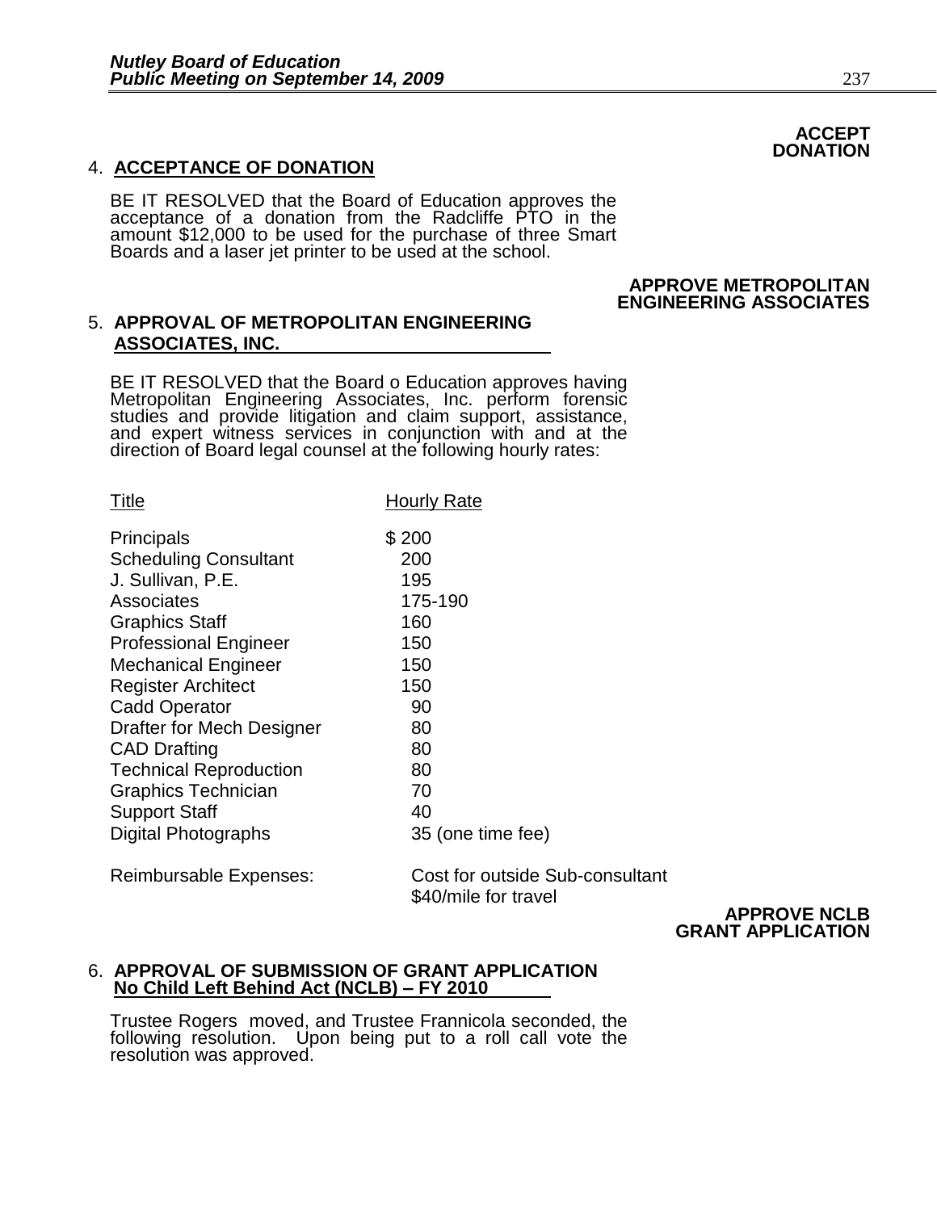**ACCEPT DONATION**

4. **ACCEPTANCE OF DONATION**

BE IT RESOLVED that the Board of Education approves the acceptance of a donation from the Radcliffe PTO in the amount $12,000 to be used for the purchase of three Smart Boards and a laser jet printer to be used at the school.

**APPROVE METROPOLITAN ENGINEERING ASSOCIATES**

5. **APPROVAL OF METROPOLITAN ENGINEERING ASSOCIATES, INC.**

BE IT RESOLVED that the Board o Education approves having Metropolitan Engineering Associates, Inc. perform forensic studies and provide litigation and claim support, assistance, and expert witness services in conjunction with and at the direction of Board legal counsel at the following hourly rates:

| Title | Hourly Rate |
|---|---|
| Principals | $ 200 |
| Scheduling Consultant | 200 |
| J. Sullivan, P.E. | 195 |
| Associates | 175-190 |
| Graphics Staff | 160 |
| Professional Engineer | 150 |
| Mechanical Engineer | 150 |
| Register Architect | 150 |
| Cadd Operator | 90 |
| Drafter for Mech Designer | 80 |
| CAD Drafting | 80 |
| Technical Reproduction | 80 |
| Graphics Technician | 70 |
| Support Staff | 40 |
| Digital Photographs | 35 (one time fee) |
| Reimbursable Expenses: | Cost for outside Sub-consultant<br>$40/mile for travel |

**APPROVE NCLB GRANT APPLICATION**

6. **APPROVAL OF SUBMISSION OF GRANT APPLICATION No Child Left Behind Act (NCLB) – FY 2010**

Trustee Rogers moved, and Trustee Frannicola seconded, the following resolution. Upon being put to a roll call vote the resolution was approved.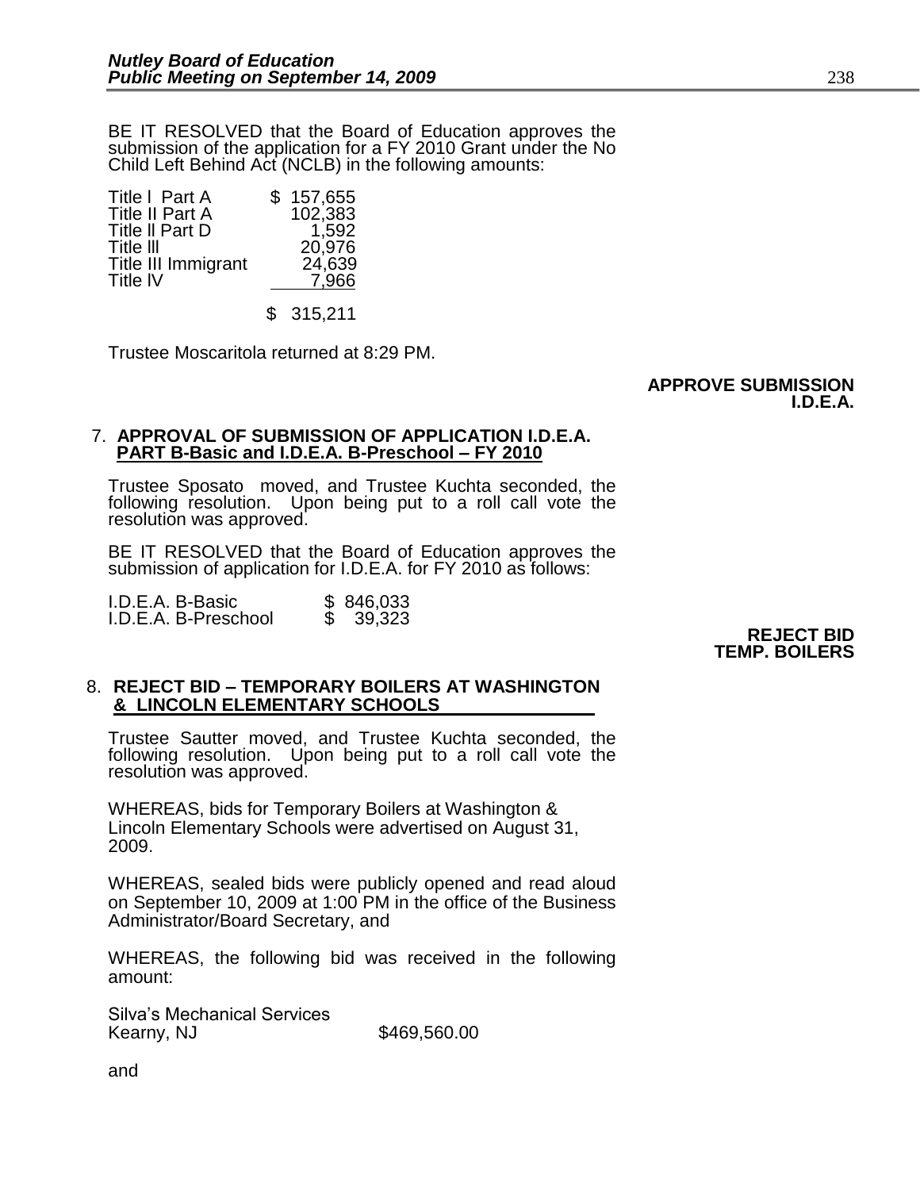BE IT RESOLVED that the Board of Education approves the submission of the application for a FY 2010 Grant under the No Child Left Behind Act (NCLB) in the following amounts:

| | |
|---|---|
| Title I Part A | $ 157,655 |
| Title II Part A | 102,383 |
| Title II Part D | 1,592 |
| Title III | 20,976 |
| Title III Immigrant | 24,639 |
| Title IV | 7,966 |
| | $ 315,211 |

Trustee Moscaritola returned at 8:29 PM.

**APPROVE SUBMISSION I.D.E.A.**

7. **APPROVAL OF SUBMISSION OF APPLICATION I.D.E.A. PART B-Basic and I.D.E.A. B-Preschool – FY 2010**

Trustee Sposato moved, and Trustee Kuchta seconded, the following resolution. Upon being put to a roll call vote the resolution was approved.

BE IT RESOLVED that the Board of Education approves the submission of application for I.D.E.A. for FY 2010 as follows:

| | |
|---|---|
| I.D.E.A. B-Basic | $ 846,033 |
| I.D.E.A. B-Preschool | $ 39,323 |

**REJECT BID TEMP. BOILERS**

8. **REJECT BID – TEMPORARY BOILERS AT WASHINGTON & LINCOLN ELEMENTARY SCHOOLS**

Trustee Sautter moved, and Trustee Kuchta seconded, the following resolution. Upon being put to a roll call vote the resolution was approved.

WHEREAS, bids for Temporary Boilers at Washington & Lincoln Elementary Schools were advertised on August 31, 2009.

WHEREAS, sealed bids were publicly opened and read aloud on September 10, 2009 at 1:00 PM in the office of the Business Administrator/Board Secretary, and

WHEREAS, the following bid was received in the following amount:

Silva's Mechanical Services
Kearny, NJ $469,560.00

and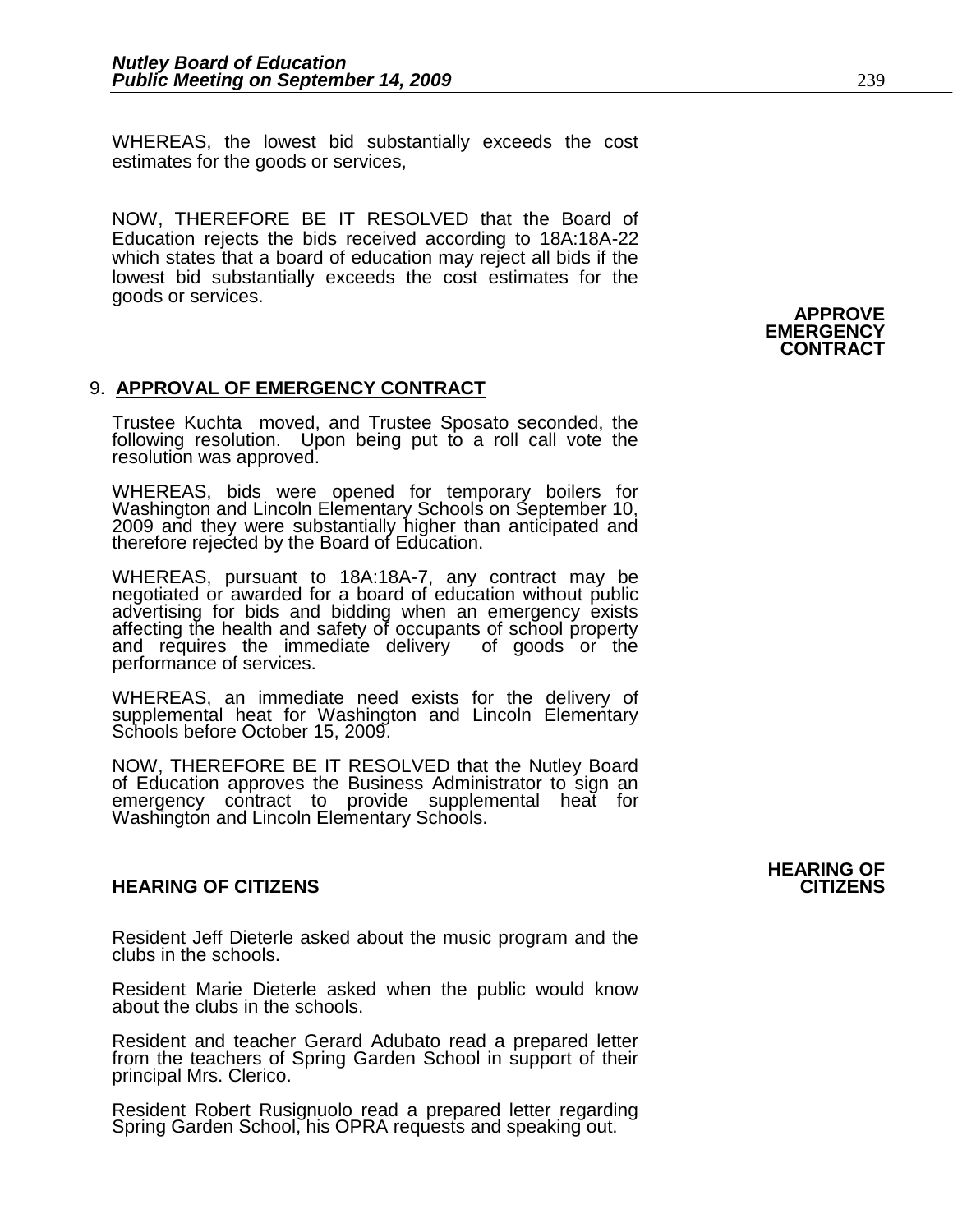WHEREAS, the lowest bid substantially exceeds the cost estimates for the goods or services,

NOW, THEREFORE BE IT RESOLVED that the Board of Education rejects the bids received according to 18A:18A-22 which states that a board of education may reject all bids if the lowest bid substantially exceeds the cost estimates for the goods or services.

**APPROVE EMERGENCY CONTRACT**

9. **APPROVAL OF EMERGENCY CONTRACT**

Trustee Kuchta moved, and Trustee Sposato seconded, the following resolution. Upon being put to a roll call vote the resolution was approved.

WHEREAS, bids were opened for temporary boilers for Washington and Lincoln Elementary Schools on September 10, 2009 and they were substantially higher than anticipated and therefore rejected by the Board of Education.

WHEREAS, pursuant to 18A:18A-7, any contract may be negotiated or awarded for a board of education without public advertising for bids and bidding when an emergency exists affecting the health and safety of occupants of school property and requires the immediate delivery of goods or the performance of services.

WHEREAS, an immediate need exists for the delivery of supplemental heat for Washington and Lincoln Elementary Schools before October 15, 2009.

NOW, THEREFORE BE IT RESOLVED that the Nutley Board of Education approves the Business Administrator to sign an emergency contract to provide supplemental heat for Washington and Lincoln Elementary Schools.

**HEARING OF CITIZENS**

**HEARING OF CITIZENS**

Resident Jeff Dieterle asked about the music program and the clubs in the schools.

Resident Marie Dieterle asked when the public would know about the clubs in the schools.

Resident and teacher Gerard Adubato read a prepared letter from the teachers of Spring Garden School in support of their principal Mrs. Clerico.

Resident Robert Rusignuolo read a prepared letter regarding Spring Garden School, his OPRA requests and speaking out.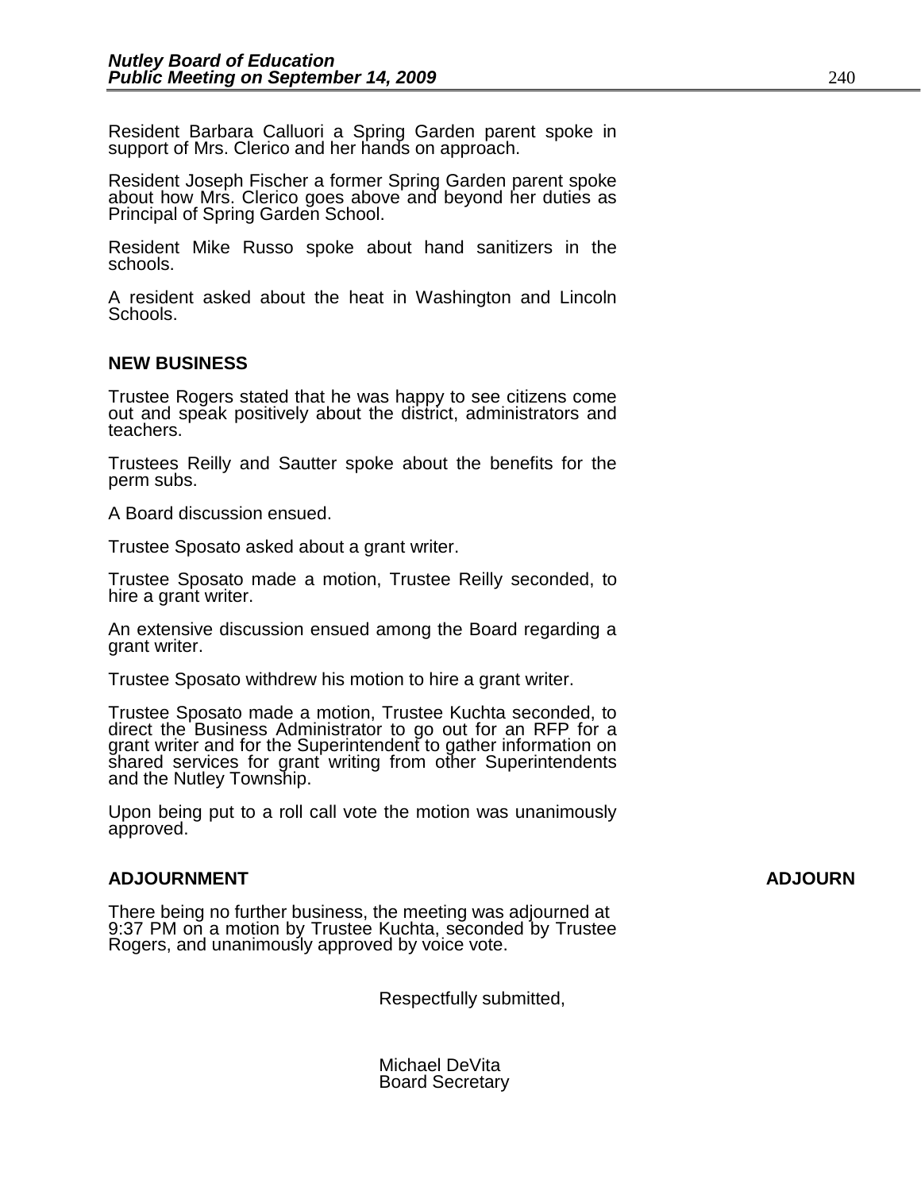Resident Barbara Calluori a Spring Garden parent spoke in support of Mrs. Clerico and her hands on approach.

Resident Joseph Fischer a former Spring Garden parent spoke about how Mrs. Clerico goes above and beyond her duties as Principal of Spring Garden School.

Resident Mike Russo spoke about hand sanitizers in the schools.

A resident asked about the heat in Washington and Lincoln Schools.

## NEW BUSINESS

Trustee Rogers stated that he was happy to see citizens come out and speak positively about the district, administrators and teachers.

Trustees Reilly and Sautter spoke about the benefits for the perm subs.

A Board discussion ensued.

Trustee Sposato asked about a grant writer.

Trustee Sposato made a motion, Trustee Reilly seconded, to hire a grant writer.

An extensive discussion ensued among the Board regarding a grant writer.

Trustee Sposato withdrew his motion to hire a grant writer.

Trustee Sposato made a motion, Trustee Kuchta seconded, to direct the Business Administrator to go out for an RFP for a grant writer and for the Superintendent to gather information on shared services for grant writing from other Superintendents and the Nutley Township.

Upon being put to a roll call vote the motion was unanimously approved.

## ADJOURNMENT

**ADJOURN**

There being no further business, the meeting was adjourned at 9:37 PM on a motion by Trustee Kuchta, seconded by Trustee Rogers, and unanimously approved by voice vote.

Respectfully submitted,

Michael DeVita
Board Secretary